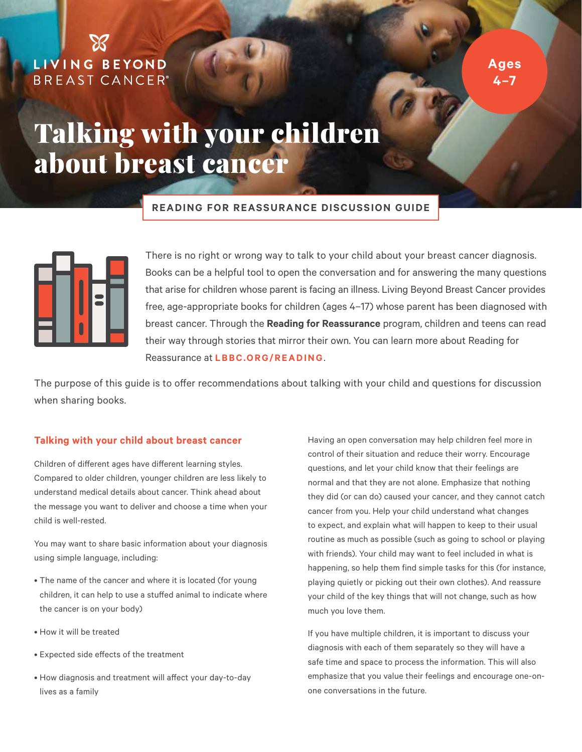LIVING BEYOND BREAST CANCER®

Ages 4–7

# Talking with your children about breast cancer

**READING FOR REASSURANCE DISCUSSION GUIDE**

There is no right or wrong way to talk to your child about your breast cancer diagnosis. Books can be a helpful tool to open the conversation and for answering the many questions that arise for children whose parent is facing an illness. Living Beyond Breast Cancer provides free, age-appropriate books for children (ages 4–17) whose parent has been diagnosed with breast cancer. Through the **Reading for Reassurance** program, children and teens can read their way through stories that mirror their own. You can learn more about Reading for Reassurance at **LBBC.ORG/READING**.

The purpose of this guide is to offer recommendations about talking with your child and questions for discussion when sharing books.

## Talking with your child about breast cancer

Children of different ages have different learning styles. Compared to older children, younger children are less likely to understand medical details about cancer. Think ahead about the message you want to deliver and choose a time when your child is well-rested.

You may want to share basic information about your diagnosis using simple language, including:

- The name of the cancer and where it is located (for young children, it can help to use a stuffed animal to indicate where the cancer is on your body)
- How it will be treated
- Expected side effects of the treatment
- How diagnosis and treatment will affect your day-to-day lives as a family

Having an open conversation may help children feel more in control of their situation and reduce their worry. Encourage questions, and let your child know that their feelings are normal and that they are not alone. Emphasize that nothing they did (or can do) caused your cancer, and they cannot catch cancer from you. Help your child understand what changes to expect, and explain what will happen to keep to their usual routine as much as possible (such as going to school or playing with friends). Your child may want to feel included in what is happening, so help them find simple tasks for this (for instance, playing quietly or picking out their own clothes). And reassure your child of the key things that will not change, such as how much you love them.

If you have multiple children, it is important to discuss your diagnosis with each of them separately so they will have a safe time and space to process the information. This will also emphasize that you value their feelings and encourage one-on-one conversations in the future.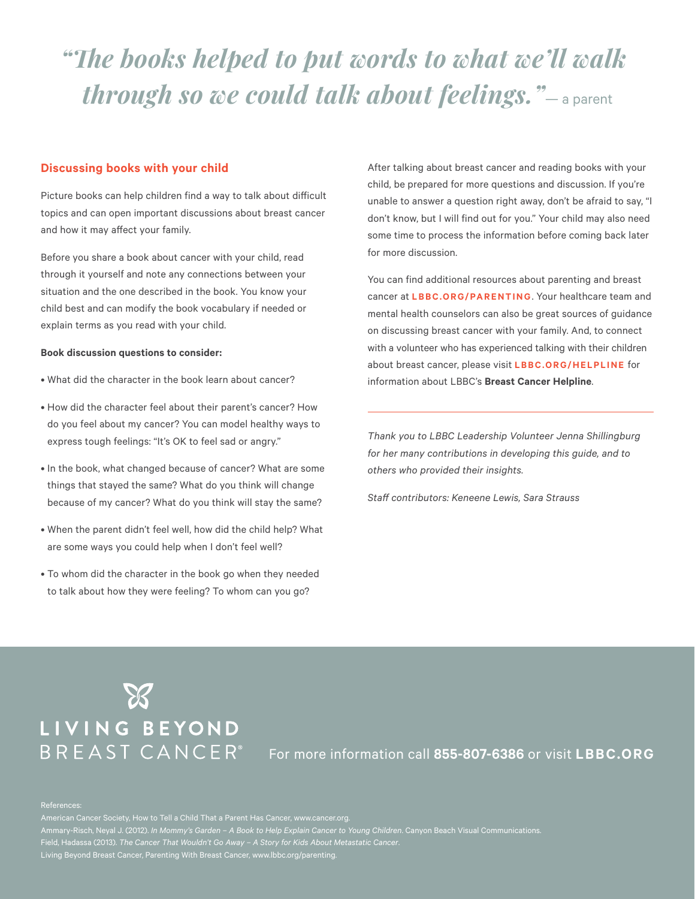*"The books helped to put words to what we'll walk through so we could talk about feelings."* — a parent

## Discussing books with your child

Picture books can help children find a way to talk about difficult topics and can open important discussions about breast cancer and how it may affect your family.

Before you share a book about cancer with your child, read through it yourself and note any connections between your situation and the one described in the book. You know your child best and can modify the book vocabulary if needed or explain terms as you read with your child.

**Book discussion questions to consider:**

- What did the character in the book learn about cancer?
- How did the character feel about their parent's cancer? How do you feel about my cancer? You can model healthy ways to express tough feelings: "It's OK to feel sad or angry."
- In the book, what changed because of cancer? What are some things that stayed the same? What do you think will change because of my cancer? What do you think will stay the same?
- When the parent didn't feel well, how did the child help? What are some ways you could help when I don't feel well?
- To whom did the character in the book go when they needed to talk about how they were feeling? To whom can you go?

After talking about breast cancer and reading books with your child, be prepared for more questions and discussion. If you're unable to answer a question right away, don't be afraid to say, "I don't know, but I will find out for you." Your child may also need some time to process the information before coming back later for more discussion.

You can find additional resources about parenting and breast cancer at **LBBC.ORG/PARENTING**. Your healthcare team and mental health counselors can also be great sources of guidance on discussing breast cancer with your family. And, to connect with a volunteer who has experienced talking with their children about breast cancer, please visit **LBBC.ORG/HELPLINE** for information about LBBC's **Breast Cancer Helpline**.

---

*Thank you to LBBC Leadership Volunteer Jenna Shillingburg for her many contributions in developing this guide, and to others who provided their insights.*

*Staff contributors: Keneene Lewis, Sara Strauss*

LIVING BEYOND BREAST CANCER®

For more information call **855-807-6386** or visit **LBBC.ORG**

References:

American Cancer Society, How to Tell a Child That a Parent Has Cancer, www.cancer.org.

Ammary-Risch, Neyal J. (2012). *In Mommy's Garden – A Book to Help Explain Cancer to Young Children*. Canyon Beach Visual Communications.

Field, Hadassa (2013). *The Cancer That Wouldn't Go Away – A Story for Kids About Metastatic Cancer*.

Living Beyond Breast Cancer, Parenting With Breast Cancer, www.lbbc.org/parenting.